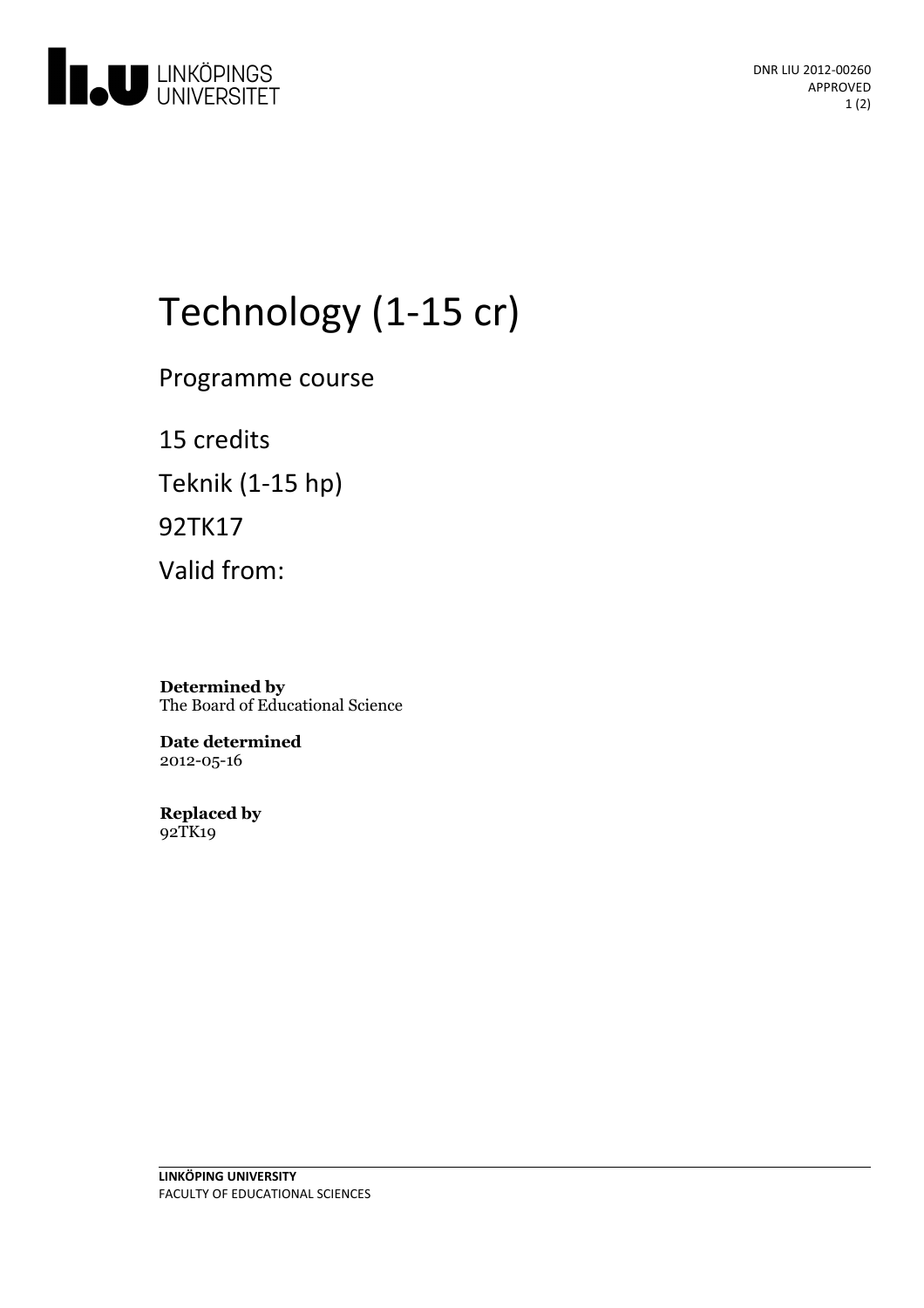DNR LIU 2012-00260
APPROVED

# Technology (1-15 cr)

Programme course

15 credits

Teknik (1-15 hp)

92TK17

Valid from:

**Determined by**
The Board of Educational Science

**Date determined**
2012-05-16

**Replaced by**
92TK19

**LINKÖPING UNIVERSITY**
FACULTY OF EDUCATIONAL SCIENCES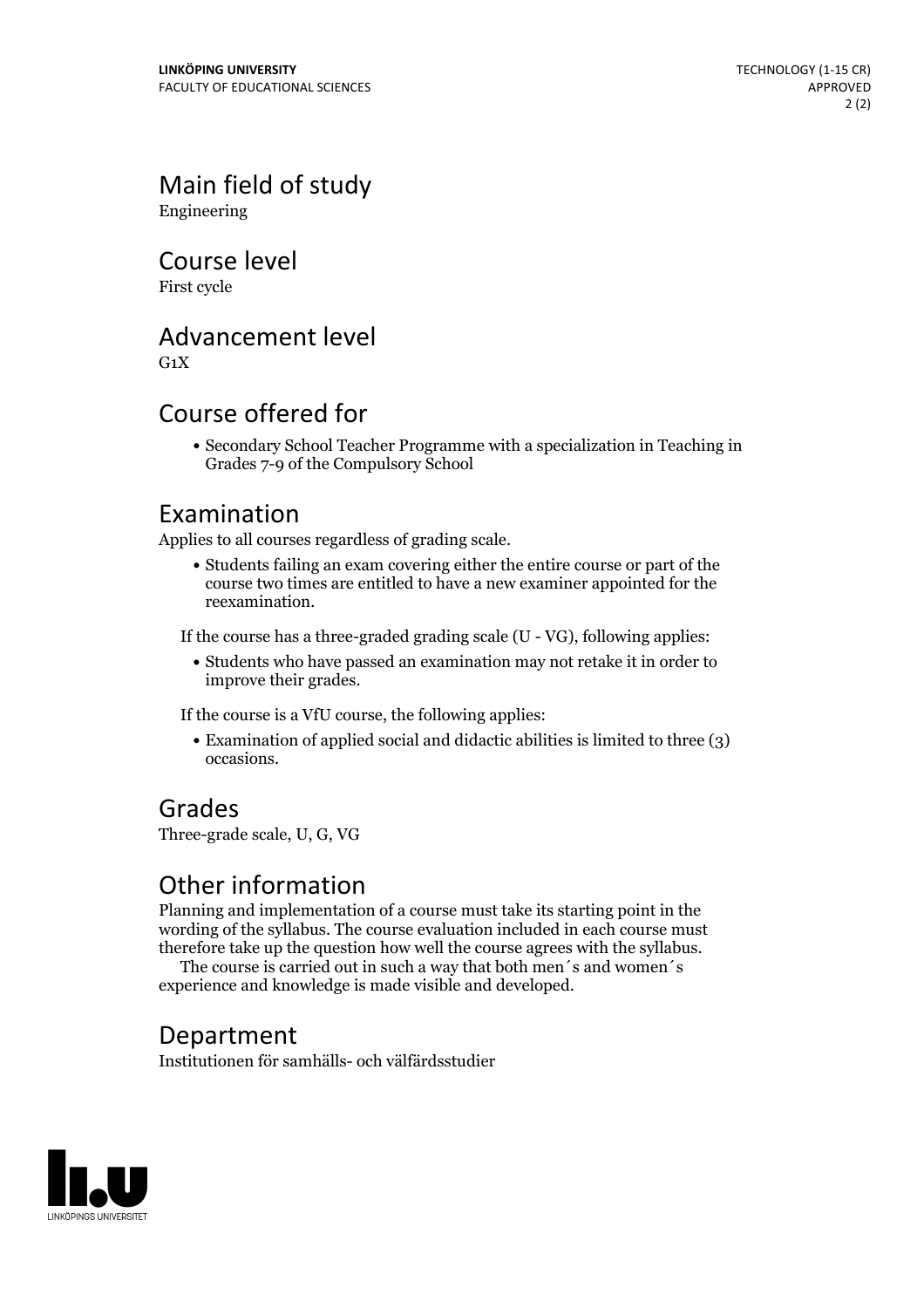## Main field of study
Engineering

## Course level
First cycle

## Advancement level
G1X

## Course offered for

- Secondary School Teacher Programme with a specialization in Teaching in Grades 7-9 of the Compulsory School

## Examination
Applies to all courses regardless of grading scale.

- Students failing an exam covering either the entire course or part of the course two times are entitled to have a new examiner appointed for the reexamination.

If the course has a three-graded grading scale (U - VG), following applies:

- Students who have passed an examination may not retake it in order to improve their grades.

If the course is a VfU course, the following applies:

- Examination of applied social and didactic abilities is limited to three (3) occasions.

## Grades
Three-grade scale, U, G, VG

## Other information
Planning and implementation of a course must take its starting point in the wording of the syllabus. The course evaluation included in each course must therefore take up the question how well the course agrees with the syllabus.
The course is carried out in such a way that both men´s and women´s experience and knowledge is made visible and developed.

## Department
Institutionen för samhälls- och välfärdsstudier